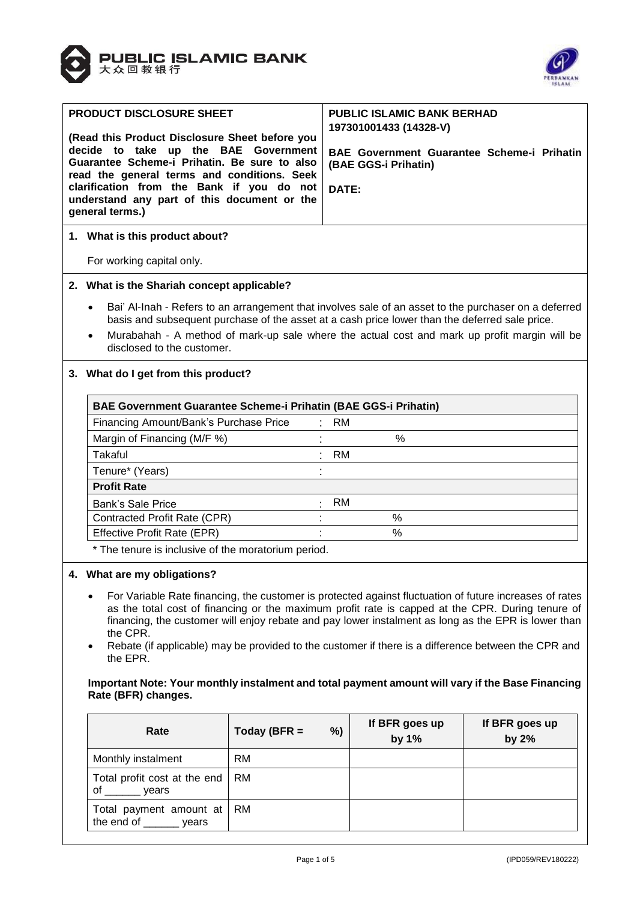PUBLIC ISLAMIC BANK
大众回教银行

| | |
|---|---|
| **PRODUCT DISCLOSURE SHEET**<br><br>**(Read this Product Disclosure Sheet before you decide to take up the BAE Government Guarantee Scheme-i Prihatin. Be sure to also read the general terms and conditions. Seek clarification from the Bank if you do not understand any part of this document or the general terms.)** | **PUBLIC ISLAMIC BANK BERHAD**<br>**197301001433 (14328-V)**<br><br>**BAE Government Guarantee Scheme-i Prihatin (BAE GGS-i Prihatin)**<br><br>**DATE:** |

## 1. What is this product about?

For working capital only.

## 2. What is the Shariah concept applicable?

- Bai' Al-Inah - Refers to an arrangement that involves sale of an asset to the purchaser on a deferred basis and subsequent purchase of the asset at a cash price lower than the deferred sale price.
- Murabahah - A method of mark-up sale where the actual cost and mark up profit margin will be disclosed to the customer.

## 3. What do I get from this product?

| **BAE Government Guarantee Scheme-i Prihatin (BAE GGS-i Prihatin)** | |
|---|---|
| Financing Amount/Bank's Purchase Price | : RM |
| Margin of Financing (M/F %) | : % |
| Takaful | : RM |
| Tenure* (Years) | : |
| **Profit Rate** | |
| Bank's Sale Price | : RM |
| Contracted Profit Rate (CPR) | : % |
| Effective Profit Rate (EPR) | : % |

\* The tenure is inclusive of the moratorium period.

## 4. What are my obligations?

- For Variable Rate financing, the customer is protected against fluctuation of future increases of rates as the total cost of financing or the maximum profit rate is capped at the CPR. During tenure of financing, the customer will enjoy rebate and pay lower instalment as long as the EPR is lower than the CPR.
- Rebate (if applicable) may be provided to the customer if there is a difference between the CPR and the EPR.

**Important Note: Your monthly instalment and total payment amount will vary if the Base Financing Rate (BFR) changes.**

| Rate | Today (BFR = %) | If BFR goes up by 1% | If BFR goes up by 2% |
|---|---|---|---|
| Monthly instalment | RM | | |
| Total profit cost at the end of ______ years | RM | | |
| Total payment amount at the end of ______ years | RM | | |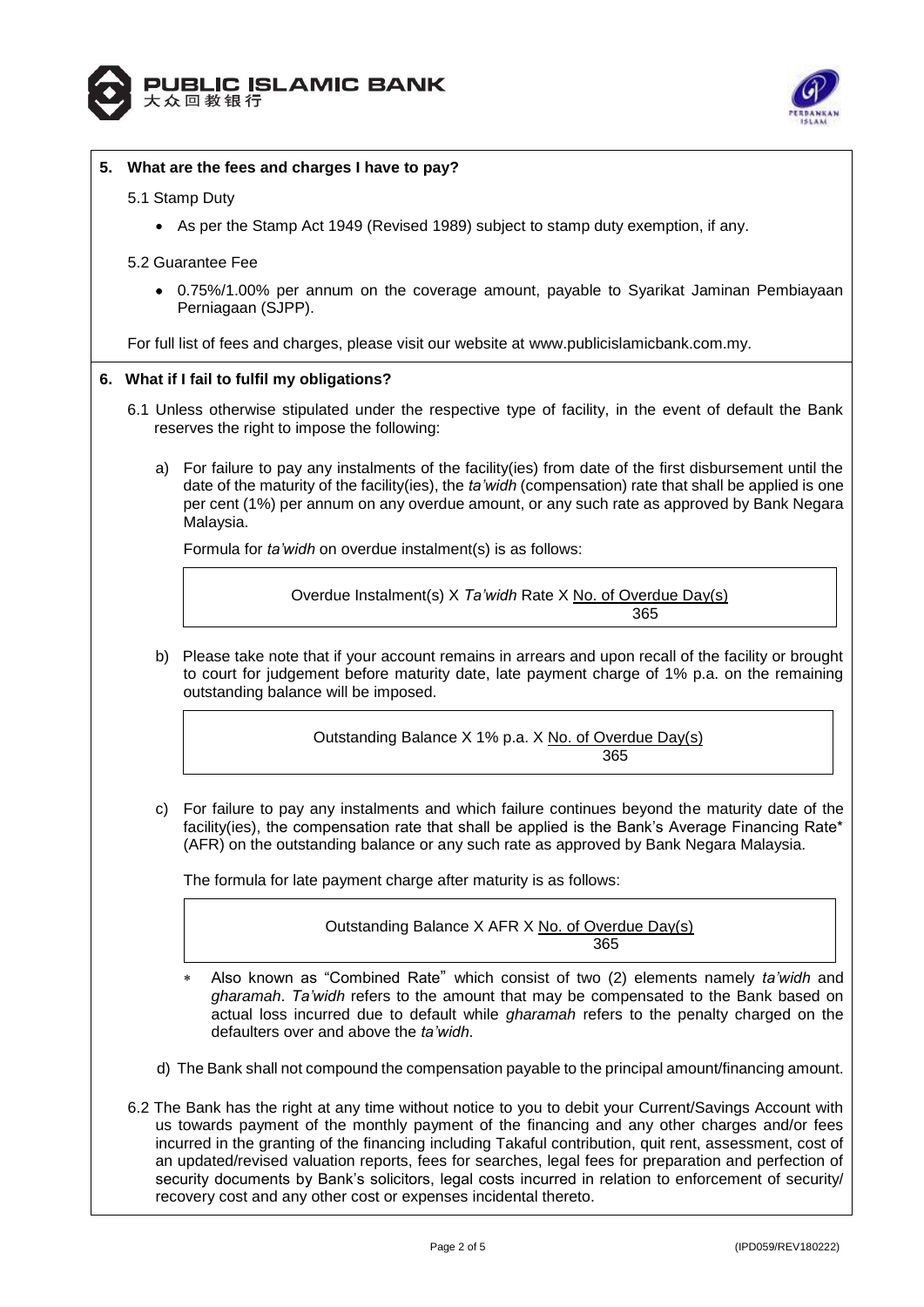## 5. What are the fees and charges I have to pay?

5.1 Stamp Duty

- As per the Stamp Act 1949 (Revised 1989) subject to stamp duty exemption, if any.

5.2 Guarantee Fee

- 0.75%/1.00% per annum on the coverage amount, payable to Syarikat Jaminan Pembiayaan Perniagaan (SJPP).

For full list of fees and charges, please visit our website at www.publicislamicbank.com.my.

## 6. What if I fail to fulfil my obligations?

6.1 Unless otherwise stipulated under the respective type of facility, in the event of default the Bank reserves the right to impose the following:

a) For failure to pay any instalments of the facility(ies) from date of the first disbursement until the date of the maturity of the facility(ies), the *ta'widh* (compensation) rate that shall be applied is one per cent (1%) per annum on any overdue amount, or any such rate as approved by Bank Negara Malaysia.

Formula for *ta'widh* on overdue instalment(s) is as follows:

$$\text{Overdue Instalment(s)} \times \textit{Ta'widh} \text{ Rate} \times \frac{\text{No. of Overdue Day(s)}}{365}$$

b) Please take note that if your account remains in arrears and upon recall of the facility or brought to court for judgement before maturity date, late payment charge of 1% p.a. on the remaining outstanding balance will be imposed.

$$\text{Outstanding Balance} \times 1\% \text{ p.a.} \times \frac{\text{No. of Overdue Day(s)}}{365}$$

c) For failure to pay any instalments and which failure continues beyond the maturity date of the facility(ies), the compensation rate that shall be applied is the Bank's Average Financing Rate* (AFR) on the outstanding balance or any such rate as approved by Bank Negara Malaysia.

The formula for late payment charge after maturity is as follows:

$$\text{Outstanding Balance} \times \text{AFR} \times \frac{\text{No. of Overdue Day(s)}}{365}$$

\* Also known as "Combined Rate" which consist of two (2) elements namely *ta'widh* and *gharamah*. *Ta'widh* refers to the amount that may be compensated to the Bank based on actual loss incurred due to default while *gharamah* refers to the penalty charged on the defaulters over and above the *ta'widh*.

d) The Bank shall not compound the compensation payable to the principal amount/financing amount.

6.2 The Bank has the right at any time without notice to you to debit your Current/Savings Account with us towards payment of the monthly payment of the financing and any other charges and/or fees incurred in the granting of the financing including Takaful contribution, quit rent, assessment, cost of an updated/revised valuation reports, fees for searches, legal fees for preparation and perfection of security documents by Bank's solicitors, legal costs incurred in relation to enforcement of security/ recovery cost and any other cost or expenses incidental thereto.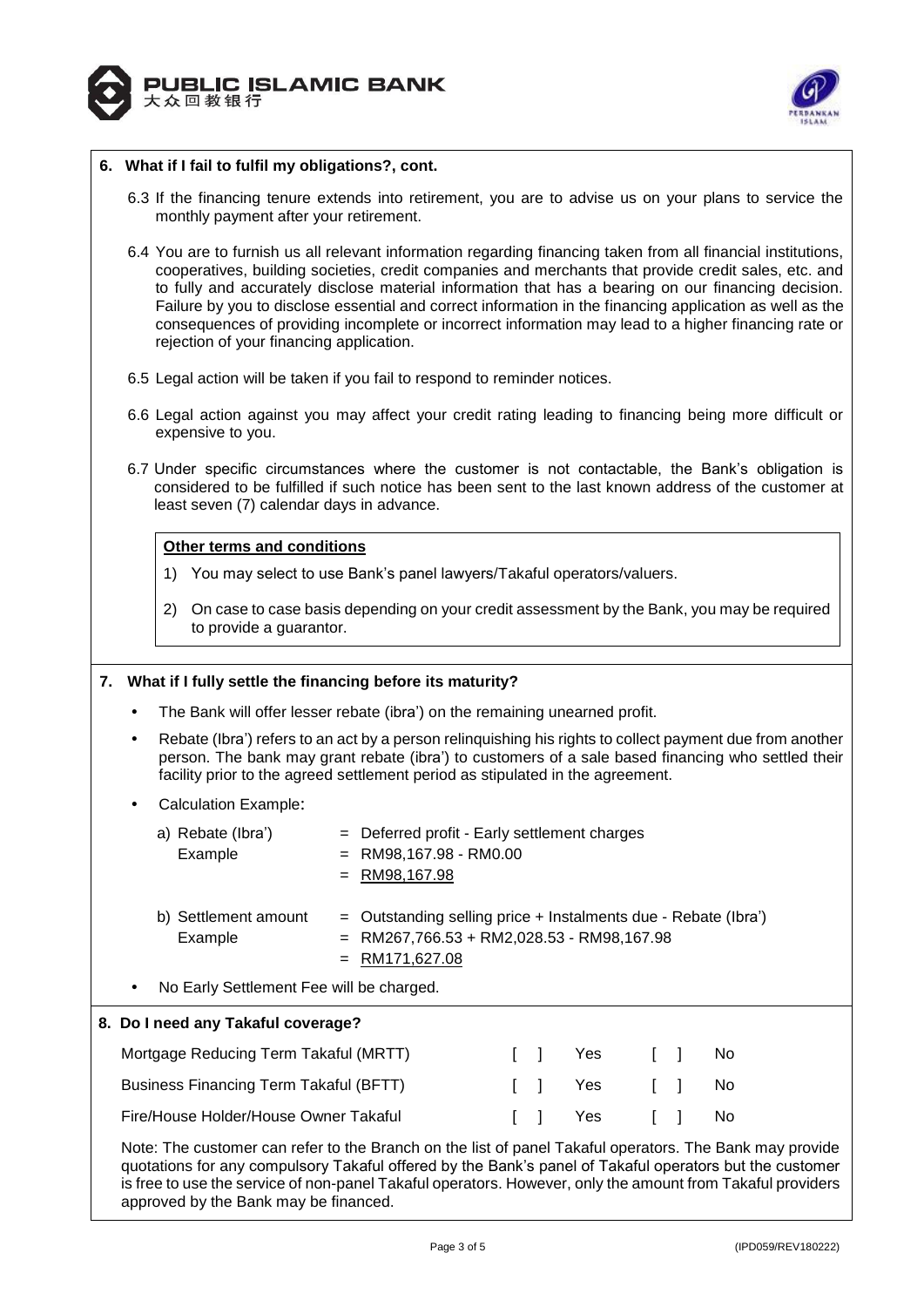## 6. What if I fail to fulfil my obligations?, cont.

6.3 If the financing tenure extends into retirement, you are to advise us on your plans to service the monthly payment after your retirement.

6.4 You are to furnish us all relevant information regarding financing taken from all financial institutions, cooperatives, building societies, credit companies and merchants that provide credit sales, etc. and to fully and accurately disclose material information that has a bearing on our financing decision. Failure by you to disclose essential and correct information in the financing application as well as the consequences of providing incomplete or incorrect information may lead to a higher financing rate or rejection of your financing application.

6.5 Legal action will be taken if you fail to respond to reminder notices.

6.6 Legal action against you may affect your credit rating leading to financing being more difficult or expensive to you.

6.7 Under specific circumstances where the customer is not contactable, the Bank's obligation is considered to be fulfilled if such notice has been sent to the last known address of the customer at least seven (7) calendar days in advance.

**Other terms and conditions**

1) You may select to use Bank's panel lawyers/Takaful operators/valuers.
2) On case to case basis depending on your credit assessment by the Bank, you may be required to provide a guarantor.

## 7. What if I fully settle the financing before its maturity?

- The Bank will offer lesser rebate (ibra') on the remaining unearned profit.
- Rebate (Ibra') refers to an act by a person relinquishing his rights to collect payment due from another person. The bank may grant rebate (ibra') to customers of a sale based financing who settled their facility prior to the agreed settlement period as stipulated in the agreement.
- Calculation Example:

a) Rebate (Ibra') = Deferred profit - Early settlement charges
Example = RM98,167.98 - RM0.00
= RM98,167.98

b) Settlement amount = Outstanding selling price + Instalments due - Rebate (Ibra')
Example = RM267,766.53 + RM2,028.53 - RM98,167.98
= RM171,627.08

- No Early Settlement Fee will be charged.

## 8. Do I need any Takaful coverage?

| | | |
|---|---|---|
| Mortgage Reducing Term Takaful (MRTT) | [ ] Yes | [ ] No |
| Business Financing Term Takaful (BFTT) | [ ] Yes | [ ] No |
| Fire/House Holder/House Owner Takaful | [ ] Yes | [ ] No |

Note: The customer can refer to the Branch on the list of panel Takaful operators. The Bank may provide quotations for any compulsory Takaful offered by the Bank's panel of Takaful operators but the customer is free to use the service of non-panel Takaful operators. However, only the amount from Takaful providers approved by the Bank may be financed.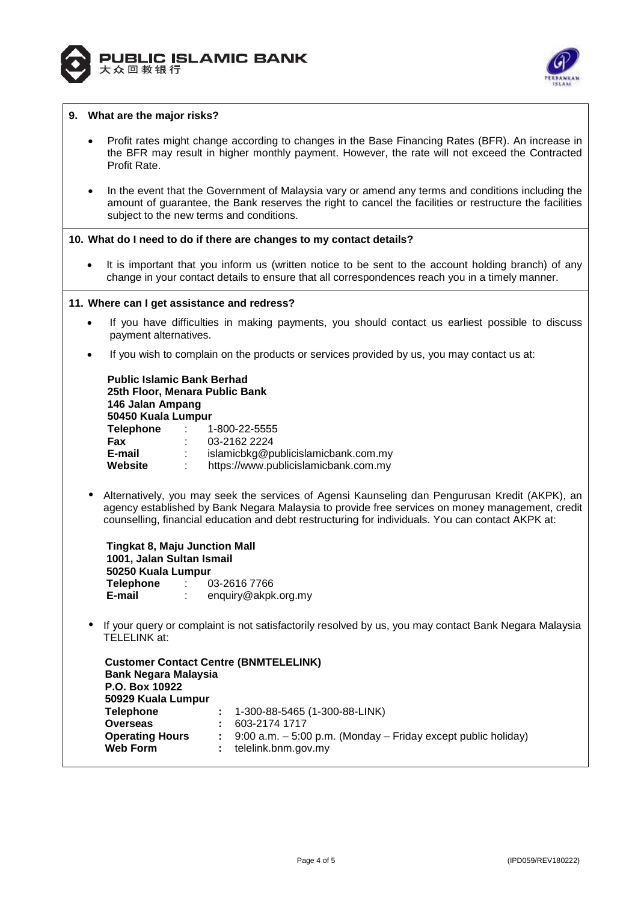## 9. What are the major risks?

- Profit rates might change according to changes in the Base Financing Rates (BFR). An increase in the BFR may result in higher monthly payment. However, the rate will not exceed the Contracted Profit Rate.
- In the event that the Government of Malaysia vary or amend any terms and conditions including the amount of guarantee, the Bank reserves the right to cancel the facilities or restructure the facilities subject to the new terms and conditions.

## 10. What do I need to do if there are changes to my contact details?

- It is important that you inform us (written notice to be sent to the account holding branch) of any change in your contact details to ensure that all correspondences reach you in a timely manner.

## 11. Where can I get assistance and redress?

- If you have difficulties in making payments, you should contact us earliest possible to discuss payment alternatives.
- If you wish to complain on the products or services provided by us, you may contact us at:

  **Public Islamic Bank Berhad**
  **25th Floor, Menara Public Bank**
  **146 Jalan Ampang**
  **50450 Kuala Lumpur**
  **Telephone** : 1-800-22-5555
  **Fax** : 03-2162 2224
  **E-mail** : islamicbkg@publicislamicbank.com.my
  **Website** : https://www.publicislamicbank.com.my

- Alternatively, you may seek the services of Agensi Kaunseling dan Pengurusan Kredit (AKPK), an agency established by Bank Negara Malaysia to provide free services on money management, credit counselling, financial education and debt restructuring for individuals. You can contact AKPK at:

  **Tingkat 8, Maju Junction Mall**
  **1001, Jalan Sultan Ismail**
  **50250 Kuala Lumpur**
  **Telephone** : 03-2616 7766
  **E-mail** : enquiry@akpk.org.my

- If your query or complaint is not satisfactorily resolved by us, you may contact Bank Negara Malaysia TELELINK at:

  **Customer Contact Centre (BNMTELELINK)**
  **Bank Negara Malaysia**
  **P.O. Box 10922**
  **50929 Kuala Lumpur**
  **Telephone** : 1-300-88-5465 (1-300-88-LINK)
  **Overseas** : 603-2174 1717
  **Operating Hours** : 9:00 a.m. – 5:00 p.m. (Monday – Friday except public holiday)
  **Web Form** : telelink.bnm.gov.my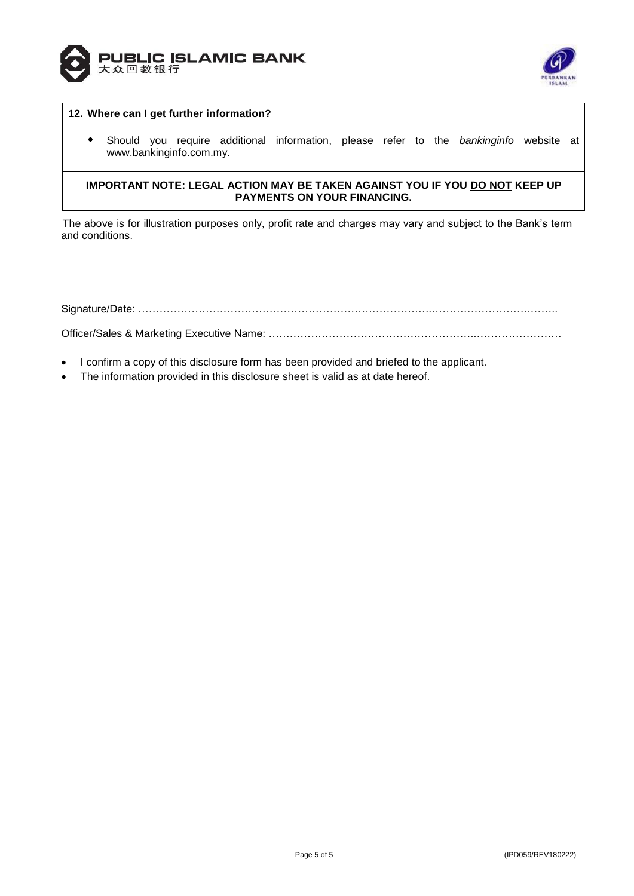### 12. Where can I get further information?

- Should you require additional information, please refer to the *bankinginfo* website at www.bankinginfo.com.my.

**IMPORTANT NOTE: LEGAL ACTION MAY BE TAKEN AGAINST YOU IF YOU <u>DO NOT</u> KEEP UP PAYMENTS ON YOUR FINANCING.**

The above is for illustration purposes only, profit rate and charges may vary and subject to the Bank's term and conditions.

Signature/Date: ……………………………………………………………………………..…………………………..…..

Officer/Sales & Marketing Executive Name: ……………………………………………………..……………………

- I confirm a copy of this disclosure form has been provided and briefed to the applicant.
- The information provided in this disclosure sheet is valid as at date hereof.

(IPD059/REV180222)